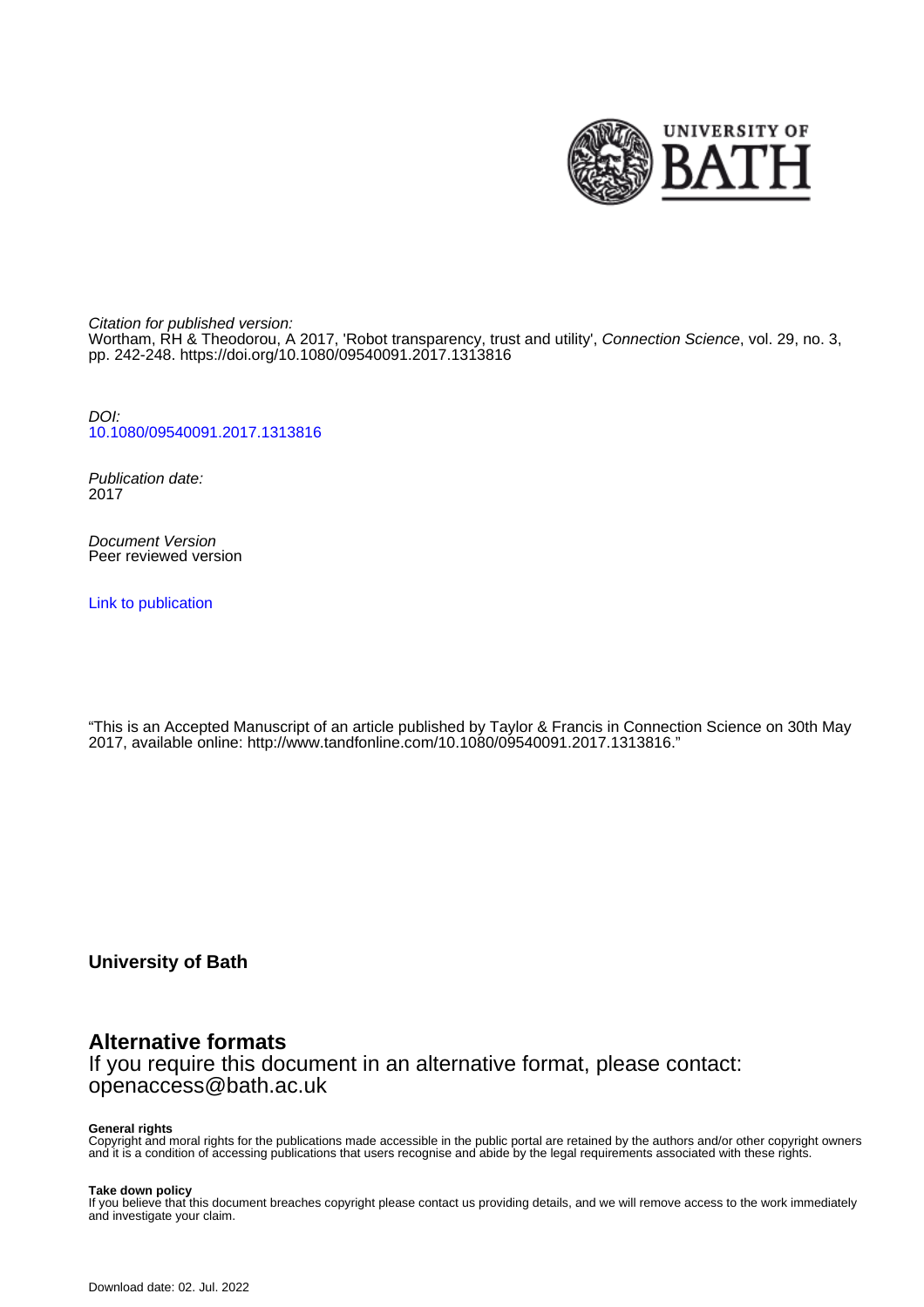UNIVERSITY OF BATH

*Citation for published version:*
Wortham, RH & Theodorou, A 2017, 'Robot transparency, trust and utility', *Connection Science*, vol. 29, no. 3, pp. 242-248. https://doi.org/10.1080/09540091.2017.1313816

*DOI:*
10.1080/09540091.2017.1313816

*Publication date:*
2017

*Document Version*
Peer reviewed version

Link to publication

"This is an Accepted Manuscript of an article published by Taylor & Francis in Connection Science on 30th May 2017, available online: http://www.tandfonline.com/10.1080/09540091.2017.1313816."

**University of Bath**

## Alternative formats

If you require this document in an alternative format, please contact:
openaccess@bath.ac.uk

**General rights**
Copyright and moral rights for the publications made accessible in the public portal are retained by the authors and/or other copyright owners and it is a condition of accessing publications that users recognise and abide by the legal requirements associated with these rights.

**Take down policy**
If you believe that this document breaches copyright please contact us providing details, and we will remove access to the work immediately and investigate your claim.

Download date: 02. Jul. 2022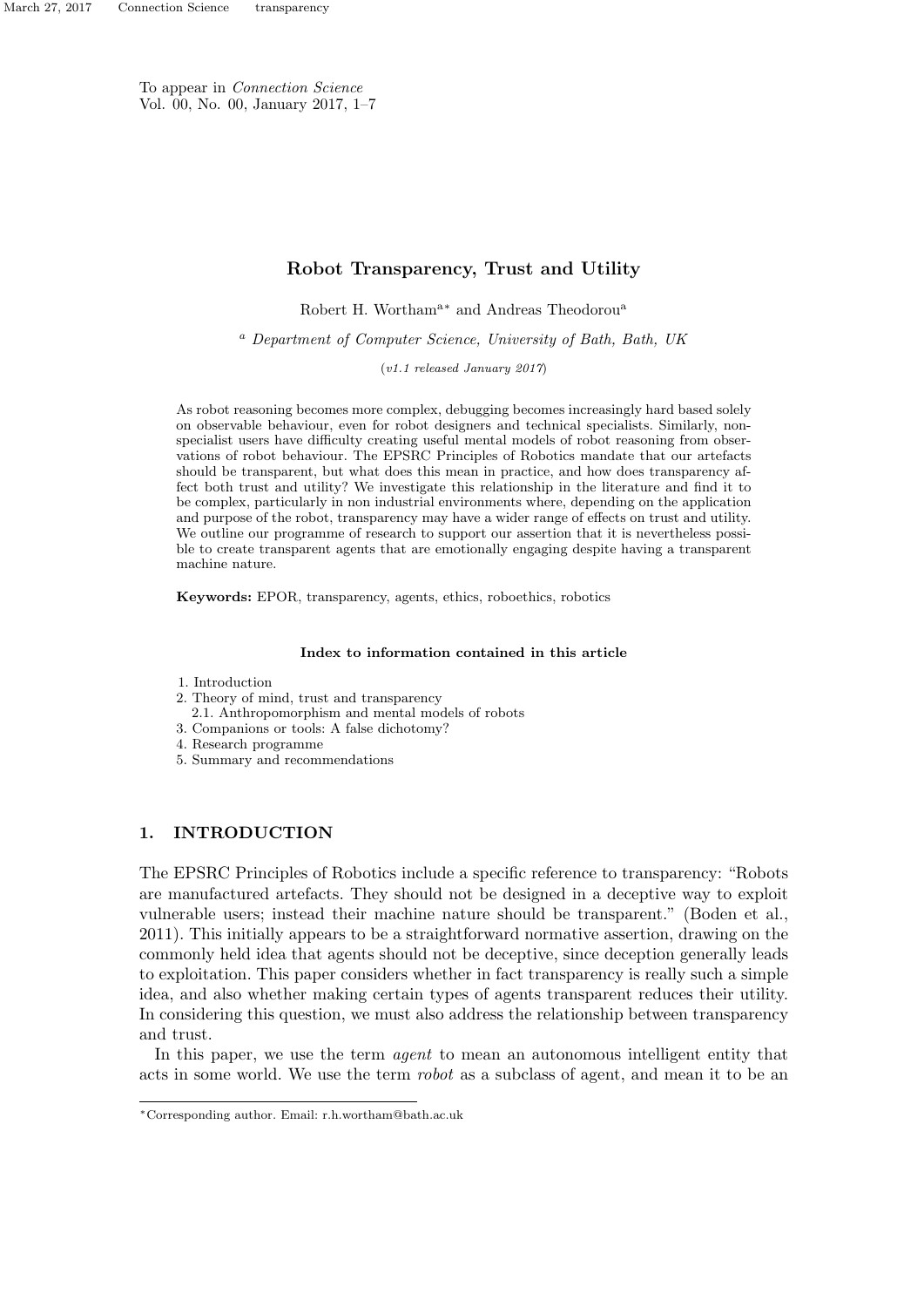To appear in *Connection Science*
Vol. 00, No. 00, January 2017, 1–7

# Robot Transparency, Trust and Utility

Robert H. Wortham[a*] and Andreas Theodorou[a]

[a] *Department of Computer Science, University of Bath, Bath, UK*

(*v1.1 released January 2017*)

As robot reasoning becomes more complex, debugging becomes increasingly hard based solely on observable behaviour, even for robot designers and technical specialists. Similarly, non-specialist users have difficulty creating useful mental models of robot reasoning from observations of robot behaviour. The EPSRC Principles of Robotics mandate that our artefacts should be transparent, but what does this mean in practice, and how does transparency affect both trust and utility? We investigate this relationship in the literature and find it to be complex, particularly in non industrial environments where, depending on the application and purpose of the robot, transparency may have a wider range of effects on trust and utility. We outline our programme of research to support our assertion that it is nevertheless possible to create transparent agents that are emotionally engaging despite having a transparent machine nature.

**Keywords:** EPOR, transparency, agents, ethics, roboethics, robotics

**Index to information contained in this article**

1. Introduction
2. Theory of mind, trust and transparency
   2.1. Anthropomorphism and mental models of robots
3. Companions or tools: A false dichotomy?
4. Research programme
5. Summary and recommendations

## 1. INTRODUCTION

The EPSRC Principles of Robotics include a specific reference to transparency: "Robots are manufactured artefacts. They should not be designed in a deceptive way to exploit vulnerable users; instead their machine nature should be transparent." (Boden et al., 2011). This initially appears to be a straightforward normative assertion, drawing on the commonly held idea that agents should not be deceptive, since deception generally leads to exploitation. This paper considers whether in fact transparency is really such a simple idea, and also whether making certain types of agents transparent reduces their utility. In considering this question, we must also address the relationship between transparency and trust.

In this paper, we use the term *agent* to mean an autonomous intelligent entity that acts in some world. We use the term *robot* as a subclass of agent, and mean it to be an

*Corresponding author. Email: r.h.wortham@bath.ac.uk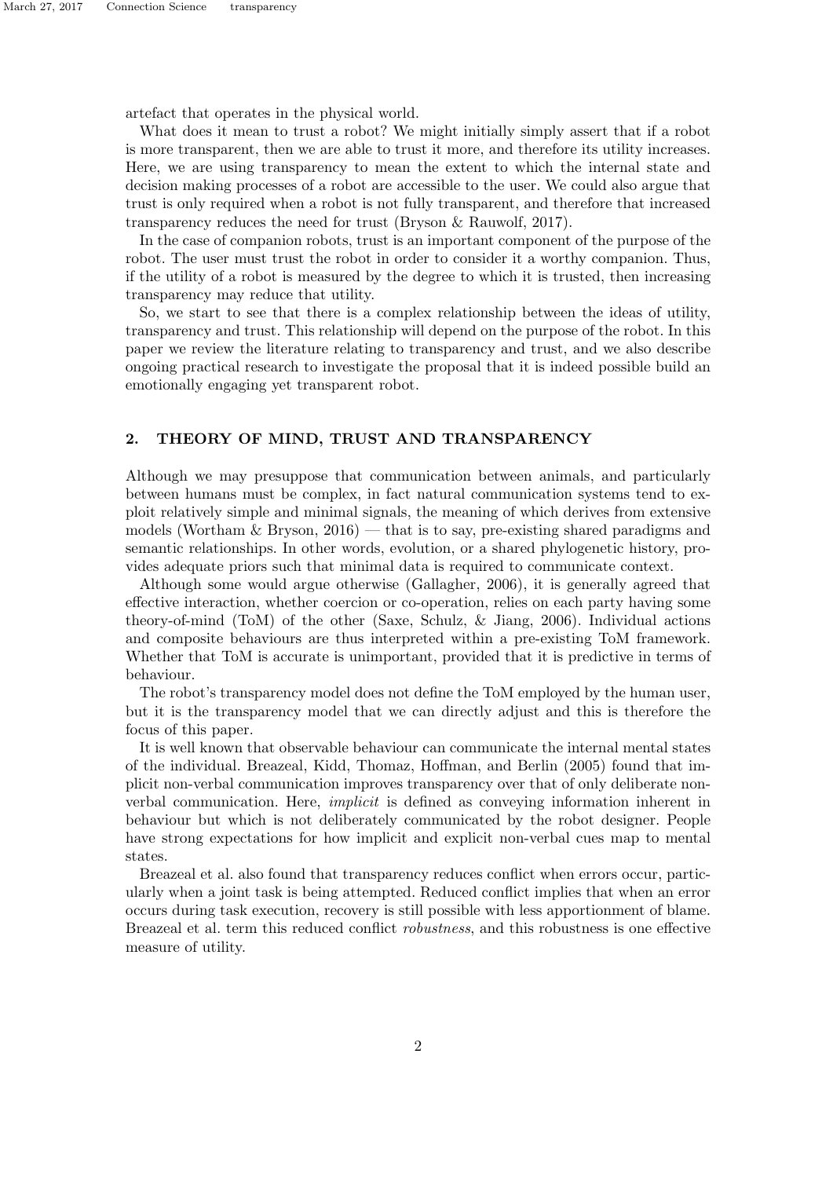artefact that operates in the physical world.

What does it mean to trust a robot? We might initially simply assert that if a robot is more transparent, then we are able to trust it more, and therefore its utility increases. Here, we are using transparency to mean the extent to which the internal state and decision making processes of a robot are accessible to the user. We could also argue that trust is only required when a robot is not fully transparent, and therefore that increased transparency reduces the need for trust (Bryson & Rauwolf, 2017).

In the case of companion robots, trust is an important component of the purpose of the robot. The user must trust the robot in order to consider it a worthy companion. Thus, if the utility of a robot is measured by the degree to which it is trusted, then increasing transparency may reduce that utility.

So, we start to see that there is a complex relationship between the ideas of utility, transparency and trust. This relationship will depend on the purpose of the robot. In this paper we review the literature relating to transparency and trust, and we also describe ongoing practical research to investigate the proposal that it is indeed possible build an emotionally engaging yet transparent robot.

## 2. THEORY OF MIND, TRUST AND TRANSPARENCY

Although we may presuppose that communication between animals, and particularly between humans must be complex, in fact natural communication systems tend to exploit relatively simple and minimal signals, the meaning of which derives from extensive models (Wortham & Bryson, 2016) — that is to say, pre-existing shared paradigms and semantic relationships. In other words, evolution, or a shared phylogenetic history, provides adequate priors such that minimal data is required to communicate context.

Although some would argue otherwise (Gallagher, 2006), it is generally agreed that effective interaction, whether coercion or co-operation, relies on each party having some theory-of-mind (ToM) of the other (Saxe, Schulz, & Jiang, 2006). Individual actions and composite behaviours are thus interpreted within a pre-existing ToM framework. Whether that ToM is accurate is unimportant, provided that it is predictive in terms of behaviour.

The robot's transparency model does not define the ToM employed by the human user, but it is the transparency model that we can directly adjust and this is therefore the focus of this paper.

It is well known that observable behaviour can communicate the internal mental states of the individual. Breazeal, Kidd, Thomaz, Hoffman, and Berlin (2005) found that implicit non-verbal communication improves transparency over that of only deliberate non-verbal communication. Here, *implicit* is defined as conveying information inherent in behaviour but which is not deliberately communicated by the robot designer. People have strong expectations for how implicit and explicit non-verbal cues map to mental states.

Breazeal et al. also found that transparency reduces conflict when errors occur, particularly when a joint task is being attempted. Reduced conflict implies that when an error occurs during task execution, recovery is still possible with less apportionment of blame. Breazeal et al. term this reduced conflict *robustness*, and this robustness is one effective measure of utility.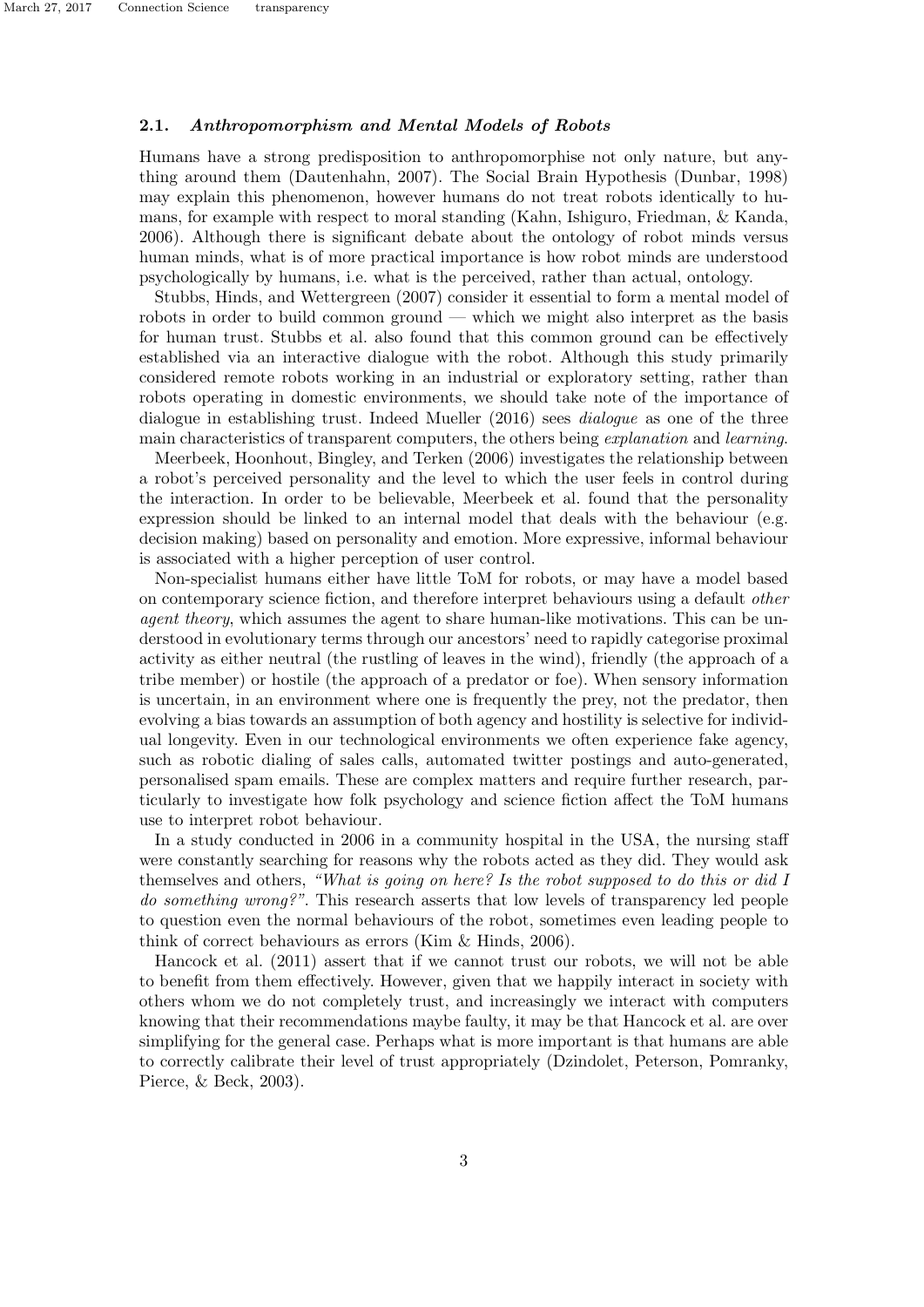### 2.1. *Anthropomorphism and Mental Models of Robots*

Humans have a strong predisposition to anthropomorphise not only nature, but anything around them (Dautenhahn, 2007). The Social Brain Hypothesis (Dunbar, 1998) may explain this phenomenon, however humans do not treat robots identically to humans, for example with respect to moral standing (Kahn, Ishiguro, Friedman, & Kanda, 2006). Although there is significant debate about the ontology of robot minds versus human minds, what is of more practical importance is how robot minds are understood psychologically by humans, i.e. what is the perceived, rather than actual, ontology.

Stubbs, Hinds, and Wettergreen (2007) consider it essential to form a mental model of robots in order to build common ground — which we might also interpret as the basis for human trust. Stubbs et al. also found that this common ground can be effectively established via an interactive dialogue with the robot. Although this study primarily considered remote robots working in an industrial or exploratory setting, rather than robots operating in domestic environments, we should take note of the importance of dialogue in establishing trust. Indeed Mueller (2016) sees *dialogue* as one of the three main characteristics of transparent computers, the others being *explanation* and *learning*.

Meerbeek, Hoonhout, Bingley, and Terken (2006) investigates the relationship between a robot's perceived personality and the level to which the user feels in control during the interaction. In order to be believable, Meerbeek et al. found that the personality expression should be linked to an internal model that deals with the behaviour (e.g. decision making) based on personality and emotion. More expressive, informal behaviour is associated with a higher perception of user control.

Non-specialist humans either have little ToM for robots, or may have a model based on contemporary science fiction, and therefore interpret behaviours using a default *other agent theory*, which assumes the agent to share human-like motivations. This can be understood in evolutionary terms through our ancestors' need to rapidly categorise proximal activity as either neutral (the rustling of leaves in the wind), friendly (the approach of a tribe member) or hostile (the approach of a predator or foe). When sensory information is uncertain, in an environment where one is frequently the prey, not the predator, then evolving a bias towards an assumption of both agency and hostility is selective for individual longevity. Even in our technological environments we often experience fake agency, such as robotic dialing of sales calls, automated twitter postings and auto-generated, personalised spam emails. These are complex matters and require further research, particularly to investigate how folk psychology and science fiction affect the ToM humans use to interpret robot behaviour.

In a study conducted in 2006 in a community hospital in the USA, the nursing staff were constantly searching for reasons why the robots acted as they did. They would ask themselves and others, *"What is going on here? Is the robot supposed to do this or did I do something wrong?"*. This research asserts that low levels of transparency led people to question even the normal behaviours of the robot, sometimes even leading people to think of correct behaviours as errors (Kim & Hinds, 2006).

Hancock et al. (2011) assert that if we cannot trust our robots, we will not be able to benefit from them effectively. However, given that we happily interact in society with others whom we do not completely trust, and increasingly we interact with computers knowing that their recommendations maybe faulty, it may be that Hancock et al. are over simplifying for the general case. Perhaps what is more important is that humans are able to correctly calibrate their level of trust appropriately (Dzindolet, Peterson, Pomranky, Pierce, & Beck, 2003).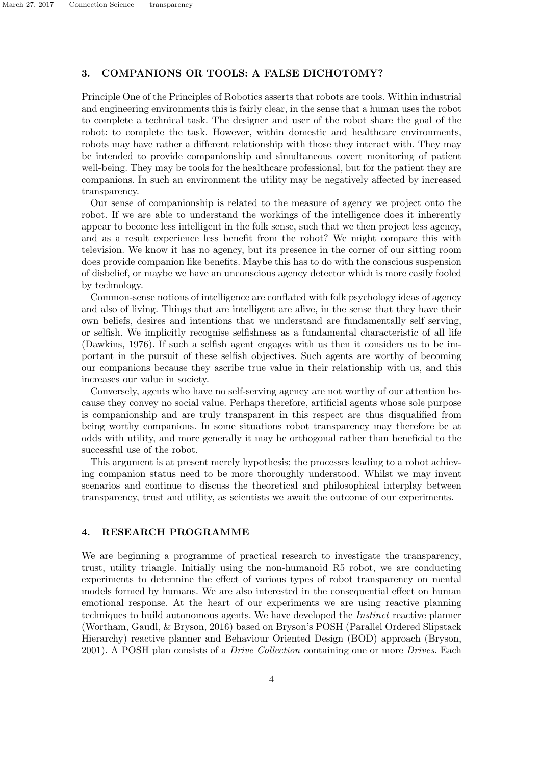## 3. COMPANIONS OR TOOLS: A FALSE DICHOTOMY?

Principle One of the Principles of Robotics asserts that robots are tools. Within industrial and engineering environments this is fairly clear, in the sense that a human uses the robot to complete a technical task. The designer and user of the robot share the goal of the robot: to complete the task. However, within domestic and healthcare environments, robots may have rather a different relationship with those they interact with. They may be intended to provide companionship and simultaneous covert monitoring of patient well-being. They may be tools for the healthcare professional, but for the patient they are companions. In such an environment the utility may be negatively affected by increased transparency.

Our sense of companionship is related to the measure of agency we project onto the robot. If we are able to understand the workings of the intelligence does it inherently appear to become less intelligent in the folk sense, such that we then project less agency, and as a result experience less benefit from the robot? We might compare this with television. We know it has no agency, but its presence in the corner of our sitting room does provide companion like benefits. Maybe this has to do with the conscious suspension of disbelief, or maybe we have an unconscious agency detector which is more easily fooled by technology.

Common-sense notions of intelligence are conflated with folk psychology ideas of agency and also of living. Things that are intelligent are alive, in the sense that they have their own beliefs, desires and intentions that we understand are fundamentally self serving, or selfish. We implicitly recognise selfishness as a fundamental characteristic of all life (Dawkins, 1976). If such a selfish agent engages with us then it considers us to be important in the pursuit of these selfish objectives. Such agents are worthy of becoming our companions because they ascribe true value in their relationship with us, and this increases our value in society.

Conversely, agents who have no self-serving agency are not worthy of our attention because they convey no social value. Perhaps therefore, artificial agents whose sole purpose is companionship and are truly transparent in this respect are thus disqualified from being worthy companions. In some situations robot transparency may therefore be at odds with utility, and more generally it may be orthogonal rather than beneficial to the successful use of the robot.

This argument is at present merely hypothesis; the processes leading to a robot achieving companion status need to be more thoroughly understood. Whilst we may invent scenarios and continue to discuss the theoretical and philosophical interplay between transparency, trust and utility, as scientists we await the outcome of our experiments.

## 4. RESEARCH PROGRAMME

We are beginning a programme of practical research to investigate the transparency, trust, utility triangle. Initially using the non-humanoid R5 robot, we are conducting experiments to determine the effect of various types of robot transparency on mental models formed by humans. We are also interested in the consequential effect on human emotional response. At the heart of our experiments we are using reactive planning techniques to build autonomous agents. We have developed the *Instinct* reactive planner (Wortham, Gaudl, & Bryson, 2016) based on Bryson's POSH (Parallel Ordered Slipstack Hierarchy) reactive planner and Behaviour Oriented Design (BOD) approach (Bryson, 2001). A POSH plan consists of a *Drive Collection* containing one or more *Drives*. Each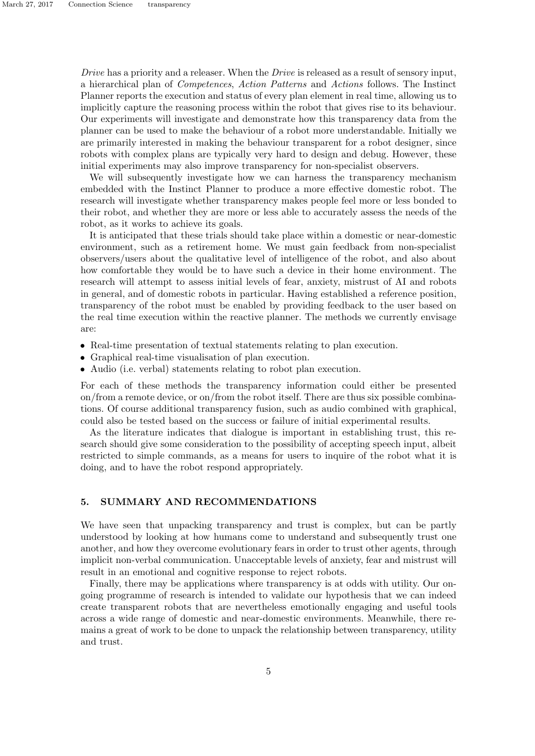*Drive* has a priority and a releaser. When the *Drive* is released as a result of sensory input, a hierarchical plan of *Competences*, *Action Patterns* and *Actions* follows. The Instinct Planner reports the execution and status of every plan element in real time, allowing us to implicitly capture the reasoning process within the robot that gives rise to its behaviour. Our experiments will investigate and demonstrate how this transparency data from the planner can be used to make the behaviour of a robot more understandable. Initially we are primarily interested in making the behaviour transparent for a robot designer, since robots with complex plans are typically very hard to design and debug. However, these initial experiments may also improve transparency for non-specialist observers.

We will subsequently investigate how we can harness the transparency mechanism embedded with the Instinct Planner to produce a more effective domestic robot. The research will investigate whether transparency makes people feel more or less bonded to their robot, and whether they are more or less able to accurately assess the needs of the robot, as it works to achieve its goals.

It is anticipated that these trials should take place within a domestic or near-domestic environment, such as a retirement home. We must gain feedback from non-specialist observers/users about the qualitative level of intelligence of the robot, and also about how comfortable they would be to have such a device in their home environment. The research will attempt to assess initial levels of fear, anxiety, mistrust of AI and robots in general, and of domestic robots in particular. Having established a reference position, transparency of the robot must be enabled by providing feedback to the user based on the real time execution within the reactive planner. The methods we currently envisage are:

- Real-time presentation of textual statements relating to plan execution.
- Graphical real-time visualisation of plan execution.
- Audio (i.e. verbal) statements relating to robot plan execution.

For each of these methods the transparency information could either be presented on/from a remote device, or on/from the robot itself. There are thus six possible combinations. Of course additional transparency fusion, such as audio combined with graphical, could also be tested based on the success or failure of initial experimental results.

As the literature indicates that dialogue is important in establishing trust, this research should give some consideration to the possibility of accepting speech input, albeit restricted to simple commands, as a means for users to inquire of the robot what it is doing, and to have the robot respond appropriately.

## 5. SUMMARY AND RECOMMENDATIONS

We have seen that unpacking transparency and trust is complex, but can be partly understood by looking at how humans come to understand and subsequently trust one another, and how they overcome evolutionary fears in order to trust other agents, through implicit non-verbal communication. Unacceptable levels of anxiety, fear and mistrust will result in an emotional and cognitive response to reject robots.

Finally, there may be applications where transparency is at odds with utility. Our ongoing programme of research is intended to validate our hypothesis that we can indeed create transparent robots that are nevertheless emotionally engaging and useful tools across a wide range of domestic and near-domestic environments. Meanwhile, there remains a great of work to be done to unpack the relationship between transparency, utility and trust.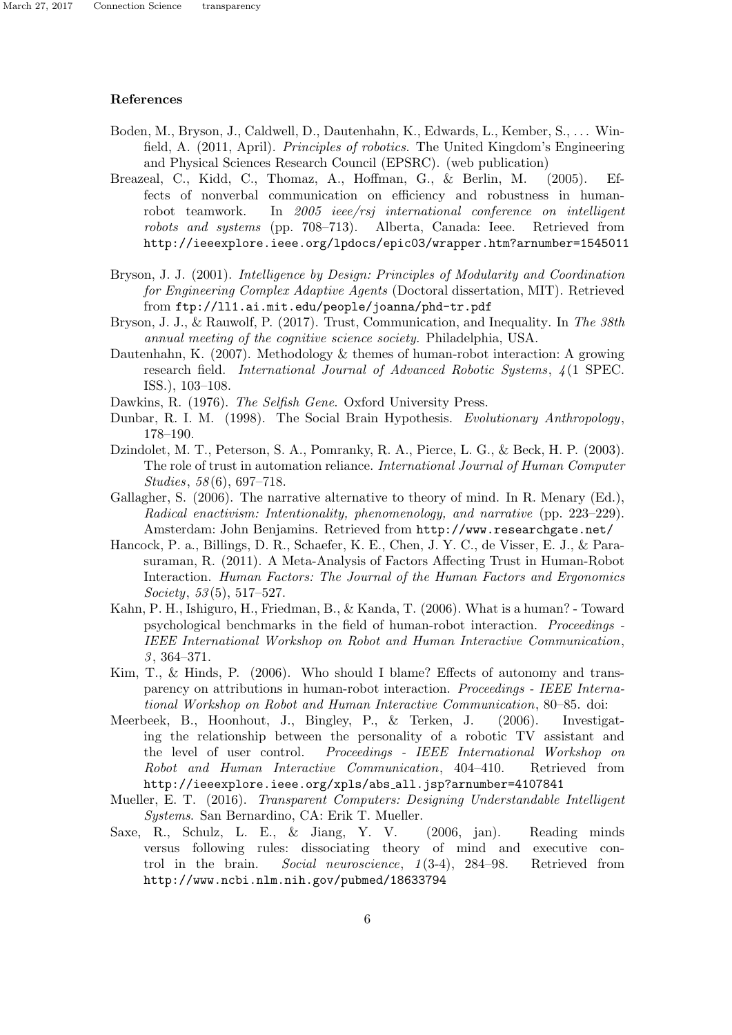## References

Boden, M., Bryson, J., Caldwell, D., Dautenhahn, K., Edwards, L., Kember, S., ... Winfield, A. (2011, April). *Principles of robotics.* The United Kingdom's Engineering and Physical Sciences Research Council (EPSRC). (web publication)

Breazeal, C., Kidd, C., Thomaz, A., Hoffman, G., & Berlin, M. (2005). Effects of nonverbal communication on efficiency and robustness in human-robot teamwork. In *2005 ieee/rsj international conference on intelligent robots and systems* (pp. 708–713). Alberta, Canada: Ieee. Retrieved from `http://ieeexplore.ieee.org/lpdocs/epic03/wrapper.htm?arnumber=1545011`

Bryson, J. J. (2001). *Intelligence by Design: Principles of Modularity and Coordination for Engineering Complex Adaptive Agents* (Doctoral dissertation, MIT). Retrieved from `ftp://ll1.ai.mit.edu/people/joanna/phd-tr.pdf`

Bryson, J. J., & Rauwolf, P. (2017). Trust, Communication, and Inequality. In *The 38th annual meeting of the cognitive science society.* Philadelphia, USA.

Dautenhahn, K. (2007). Methodology & themes of human-robot interaction: A growing research field. *International Journal of Advanced Robotic Systems*, *4*(1 SPEC. ISS.), 103–108.

Dawkins, R. (1976). *The Selfish Gene.* Oxford University Press.

Dunbar, R. I. M. (1998). The Social Brain Hypothesis. *Evolutionary Anthropology*, 178–190.

Dzindolet, M. T., Peterson, S. A., Pomranky, R. A., Pierce, L. G., & Beck, H. P. (2003). The role of trust in automation reliance. *International Journal of Human Computer Studies*, *58*(6), 697–718.

Gallagher, S. (2006). The narrative alternative to theory of mind. In R. Menary (Ed.), *Radical enactivism: Intentionality, phenomenology, and narrative* (pp. 223–229). Amsterdam: John Benjamins. Retrieved from `http://www.researchgate.net/`

Hancock, P. a., Billings, D. R., Schaefer, K. E., Chen, J. Y. C., de Visser, E. J., & Parasuraman, R. (2011). A Meta-Analysis of Factors Affecting Trust in Human-Robot Interaction. *Human Factors: The Journal of the Human Factors and Ergonomics Society*, *53*(5), 517–527.

Kahn, P. H., Ishiguro, H., Friedman, B., & Kanda, T. (2006). What is a human? - Toward psychological benchmarks in the field of human-robot interaction. *Proceedings - IEEE International Workshop on Robot and Human Interactive Communication*, *3*, 364–371.

Kim, T., & Hinds, P. (2006). Who should I blame? Effects of autonomy and transparency on attributions in human-robot interaction. *Proceedings - IEEE International Workshop on Robot and Human Interactive Communication*, 80–85. doi:

Meerbeek, B., Hoonhout, J., Bingley, P., & Terken, J. (2006). Investigating the relationship between the personality of a robotic TV assistant and the level of user control. *Proceedings - IEEE International Workshop on Robot and Human Interactive Communication*, 404–410. Retrieved from `http://ieeexplore.ieee.org/xpls/abs_all.jsp?arnumber=4107841`

Mueller, E. T. (2016). *Transparent Computers: Designing Understandable Intelligent Systems*. San Bernardino, CA: Erik T. Mueller.

Saxe, R., Schulz, L. E., & Jiang, Y. V. (2006, jan). Reading minds versus following rules: dissociating theory of mind and executive control in the brain. *Social neuroscience*, *1*(3-4), 284–98. Retrieved from `http://www.ncbi.nlm.nih.gov/pubmed/18633794`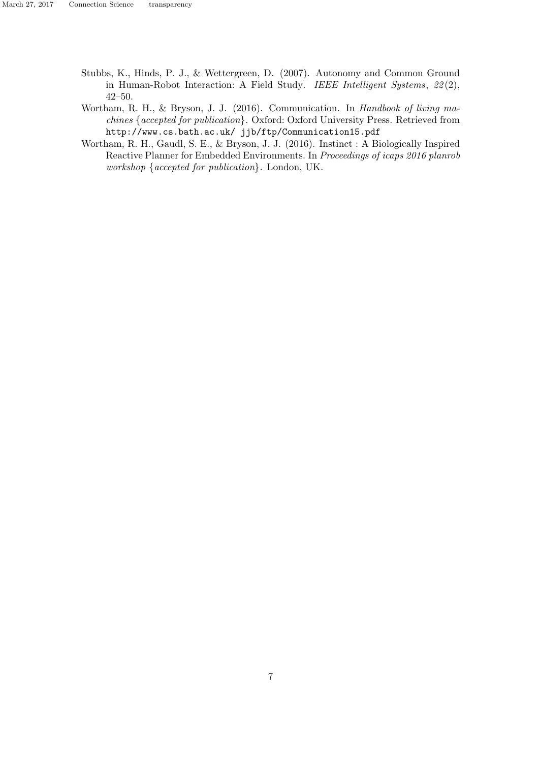Stubbs, K., Hinds, P. J., & Wettergreen, D. (2007). Autonomy and Common Ground in Human-Robot Interaction: A Field Study. *IEEE Intelligent Systems*, *22*(2), 42–50.

Wortham, R. H., & Bryson, J. J. (2016). Communication. In *Handbook of living machines {accepted for publication}*. Oxford: Oxford University Press. Retrieved from `http://www.cs.bath.ac.uk/ jjb/ftp/Communication15.pdf`

Wortham, R. H., Gaudl, S. E., & Bryson, J. J. (2016). Instinct : A Biologically Inspired Reactive Planner for Embedded Environments. In *Proceedings of icaps 2016 planrob workshop {accepted for publication}*. London, UK.